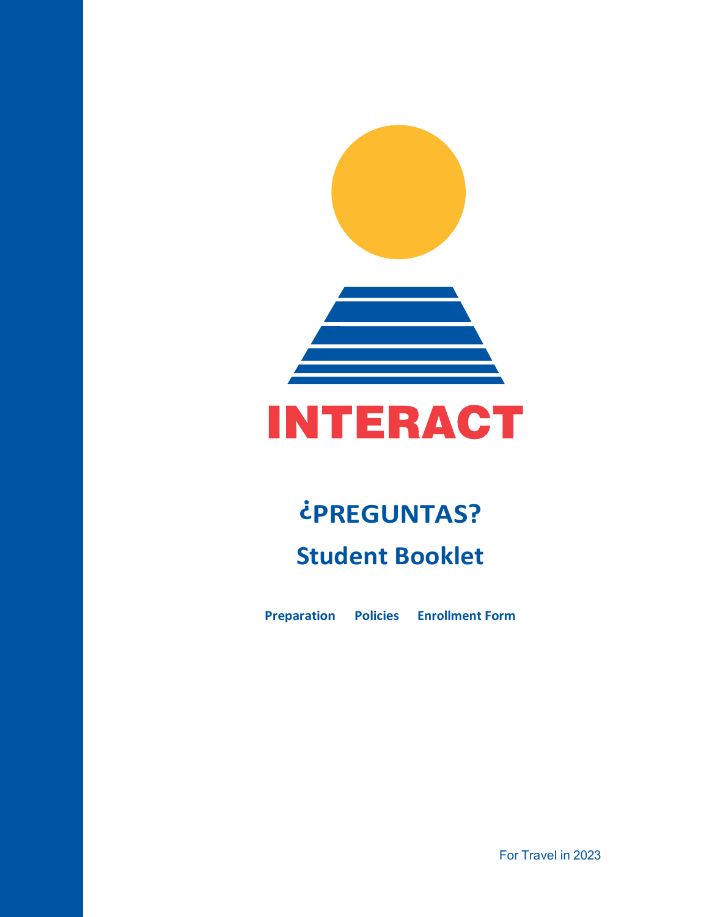# INTERACT

## ¿PREGUNTAS?

## Student Booklet

**Preparation** **Policies** **Enrollment Form**

For Travel in 2023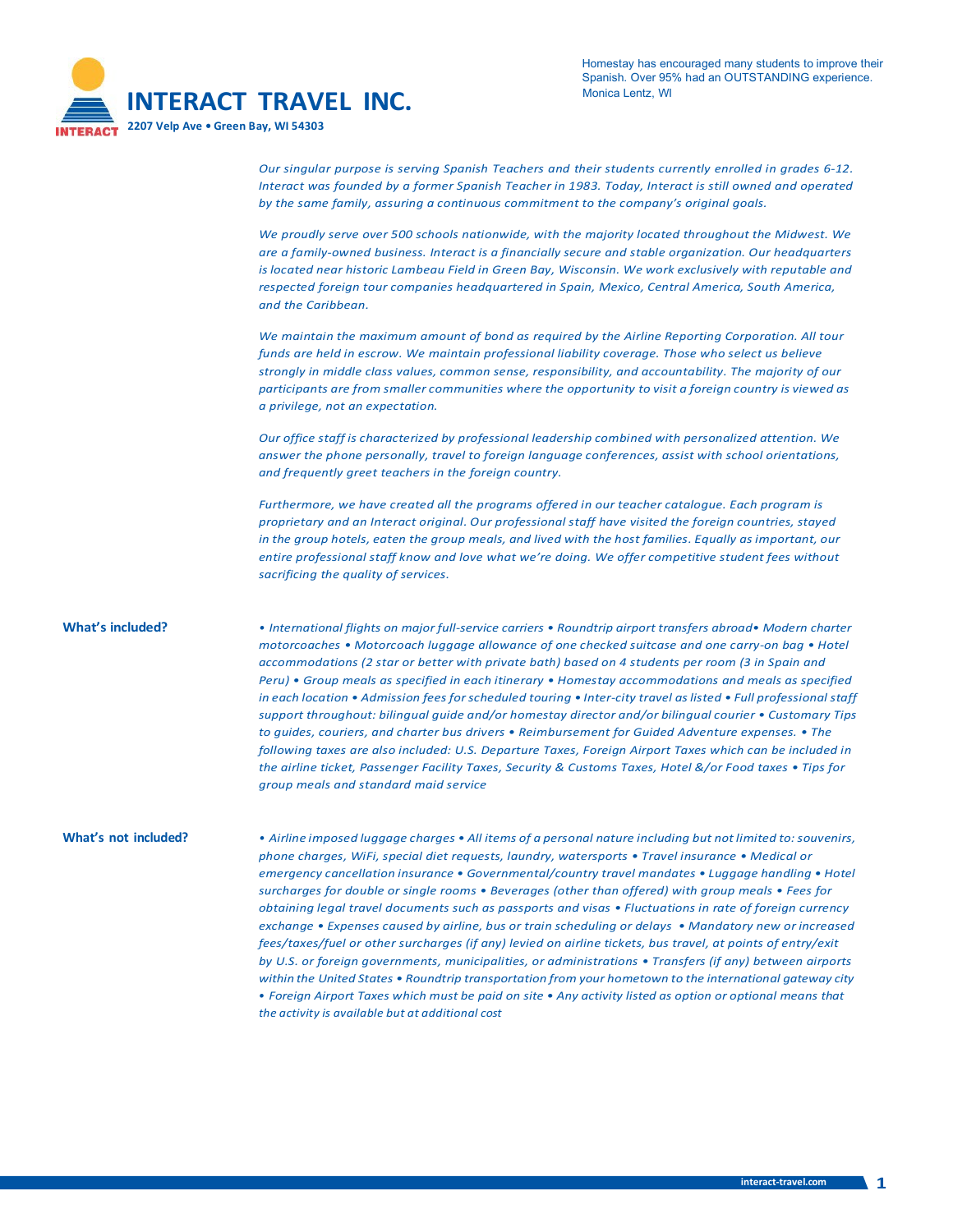# INTERACT TRAVEL INC.

**2207 Velp Ave • Green Bay, WI 54303**

Homestay has encouraged many students to improve their Spanish. Over 95% had an OUTSTANDING experience.
Monica Lentz, WI

*Our singular purpose is serving Spanish Teachers and their students currently enrolled in grades 6-12. Interact was founded by a former Spanish Teacher in 1983. Today, Interact is still owned and operated by the same family, assuring a continuous commitment to the company's original goals.*

*We proudly serve over 500 schools nationwide, with the majority located throughout the Midwest. We are a family-owned business. Interact is a financially secure and stable organization. Our headquarters is located near historic Lambeau Field in Green Bay, Wisconsin. We work exclusively with reputable and respected foreign tour companies headquartered in Spain, Mexico, Central America, South America, and the Caribbean.*

*We maintain the maximum amount of bond as required by the Airline Reporting Corporation. All tour funds are held in escrow. We maintain professional liability coverage. Those who select us believe strongly in middle class values, common sense, responsibility, and accountability. The majority of our participants are from smaller communities where the opportunity to visit a foreign country is viewed as a privilege, not an expectation.*

*Our office staff is characterized by professional leadership combined with personalized attention. We answer the phone personally, travel to foreign language conferences, assist with school orientations, and frequently greet teachers in the foreign country.*

*Furthermore, we have created all the programs offered in our teacher catalogue. Each program is proprietary and an Interact original. Our professional staff have visited the foreign countries, stayed in the group hotels, eaten the group meals, and lived with the host families. Equally as important, our entire professional staff know and love what we're doing. We offer competitive student fees without sacrificing the quality of services.*

**What's included?**

*• International flights on major full-service carriers • Roundtrip airport transfers abroad• Modern charter motorcoaches • Motorcoach luggage allowance of one checked suitcase and one carry-on bag • Hotel accommodations (2 star or better with private bath) based on 4 students per room (3 in Spain and Peru) • Group meals as specified in each itinerary • Homestay accommodations and meals as specified in each location • Admission fees for scheduled touring • Inter-city travel as listed • Full professional staff support throughout: bilingual guide and/or homestay director and/or bilingual courier • Customary Tips to guides, couriers, and charter bus drivers • Reimbursement for Guided Adventure expenses. • The following taxes are also included: U.S. Departure Taxes, Foreign Airport Taxes which can be included in the airline ticket, Passenger Facility Taxes, Security & Customs Taxes, Hotel &/or Food taxes • Tips for group meals and standard maid service*

**What's not included?**

*• Airline imposed luggage charges • All items of a personal nature including but not limited to: souvenirs, phone charges, WiFi, special diet requests, laundry, watersports • Travel insurance • Medical or emergency cancellation insurance • Governmental/country travel mandates • Luggage handling • Hotel surcharges for double or single rooms • Beverages (other than offered) with group meals • Fees for obtaining legal travel documents such as passports and visas • Fluctuations in rate of foreign currency exchange • Expenses caused by airline, bus or train scheduling or delays • Mandatory new or increased fees/taxes/fuel or other surcharges (if any) levied on airline tickets, bus travel, at points of entry/exit by U.S. or foreign governments, municipalities, or administrations • Transfers (if any) between airports within the United States • Roundtrip transportation from your hometown to the international gateway city • Foreign Airport Taxes which must be paid on site • Any activity listed as option or optional means that the activity is available but at additional cost*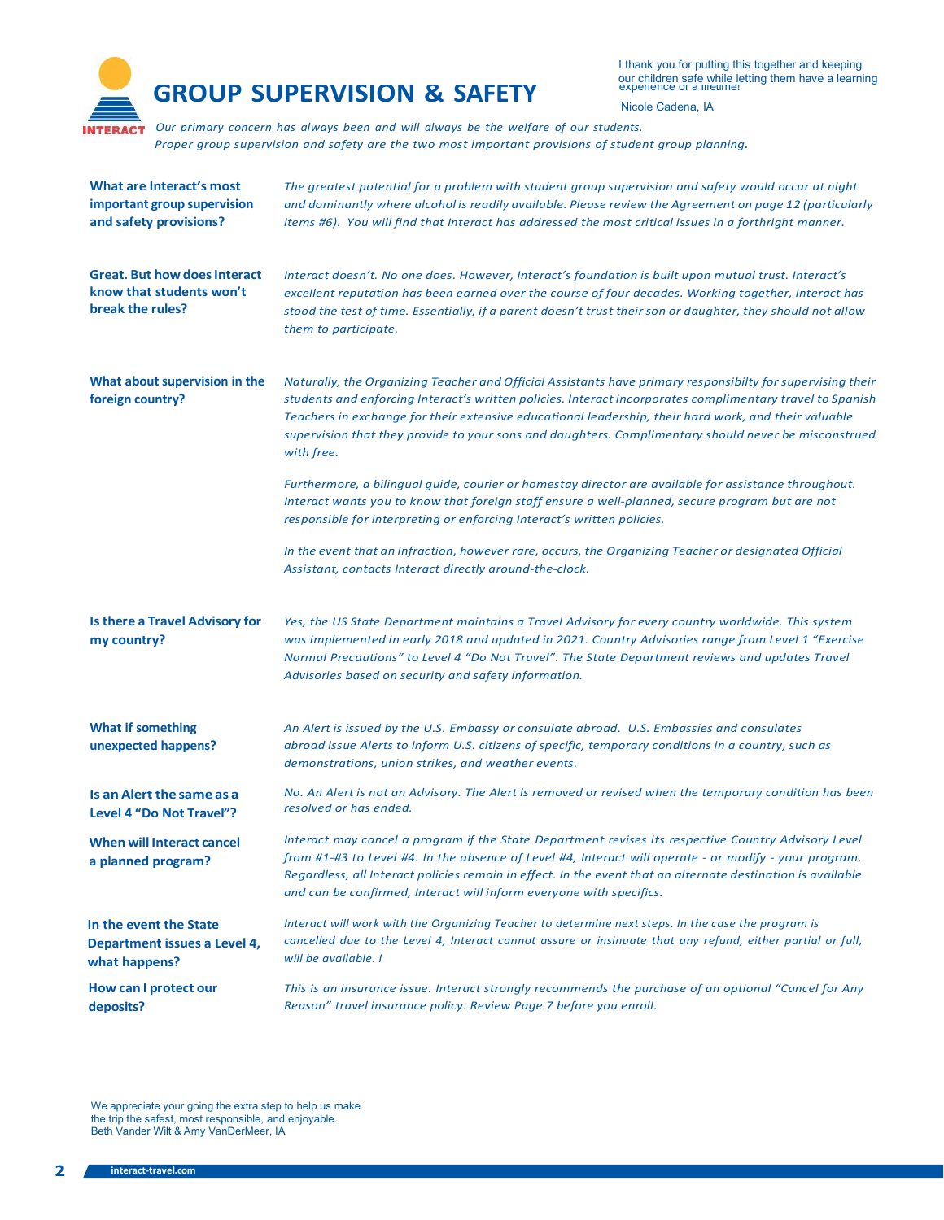# GROUP SUPERVISION & SAFETY

> I thank you for putting this together and keeping our children safe while letting them have a learning experience of a lifetime!
>
> Nicole Cadena, IA

*Our primary concern has always been and will always be the welfare of our students. Proper group supervision and safety are the two most important provisions of student group planning.*

**What are Interact's most important group supervision and safety provisions?**

*The greatest potential for a problem with student group supervision and safety would occur at night and dominantly where alcohol is readily available. Please review the Agreement on page 12 (particularly items #6). You will find that Interact has addressed the most critical issues in a forthright manner.*

**Great. But how does Interact know that students won't break the rules?**

*Interact doesn't. No one does. However, Interact's foundation is built upon mutual trust. Interact's excellent reputation has been earned over the course of four decades. Working together, Interact has stood the test of time. Essentially, if a parent doesn't trust their son or daughter, they should not allow them to participate.*

**What about supervision in the foreign country?**

*Naturally, the Organizing Teacher and Official Assistants have primary responsibilty for supervising their students and enforcing Interact's written policies. Interact incorporates complimentary travel to Spanish Teachers in exchange for their extensive educational leadership, their hard work, and their valuable supervision that they provide to your sons and daughters. Complimentary should never be misconstrued with free.*

*Furthermore, a bilingual guide, courier or homestay director are available for assistance throughout. Interact wants you to know that foreign staff ensure a well-planned, secure program but are not responsible for interpreting or enforcing Interact's written policies.*

*In the event that an infraction, however rare, occurs, the Organizing Teacher or designated Official Assistant, contacts Interact directly around-the-clock.*

**Is there a Travel Advisory for my country?**

*Yes, the US State Department maintains a Travel Advisory for every country worldwide. This system was implemented in early 2018 and updated in 2021. Country Advisories range from Level 1 "Exercise Normal Precautions" to Level 4 "Do Not Travel". The State Department reviews and updates Travel Advisories based on security and safety information.*

**What if something unexpected happens?**

*An Alert is issued by the U.S. Embassy or consulate abroad. U.S. Embassies and consulates abroad issue Alerts to inform U.S. citizens of specific, temporary conditions in a country, such as demonstrations, union strikes, and weather events.*

**Is an Alert the same as a Level 4 "Do Not Travel"?**

*No. An Alert is not an Advisory. The Alert is removed or revised when the temporary condition has been resolved or has ended.*

**When will Interact cancel a planned program?**

*Interact may cancel a program if the State Department revises its respective Country Advisory Level from #1-#3 to Level #4. In the absence of Level #4, Interact will operate - or modify - your program. Regardless, all Interact policies remain in effect. In the event that an alternate destination is available and can be confirmed, Interact will inform everyone with specifics.*

**In the event the State Department issues a Level 4, what happens?**

*Interact will work with the Organizing Teacher to determine next steps. In the case the program is cancelled due to the Level 4, Interact cannot assure or insinuate that any refund, either partial or full, will be available. I*

**How can I protect our deposits?**

*This is an insurance issue. Interact strongly recommends the purchase of an optional "Cancel for Any Reason" travel insurance policy. Review Page 7 before you enroll.*

> We appreciate your going the extra step to help us make the trip the safest, most responsible, and enjoyable.
> Beth Vander Wilt & Amy VanDerMeer, IA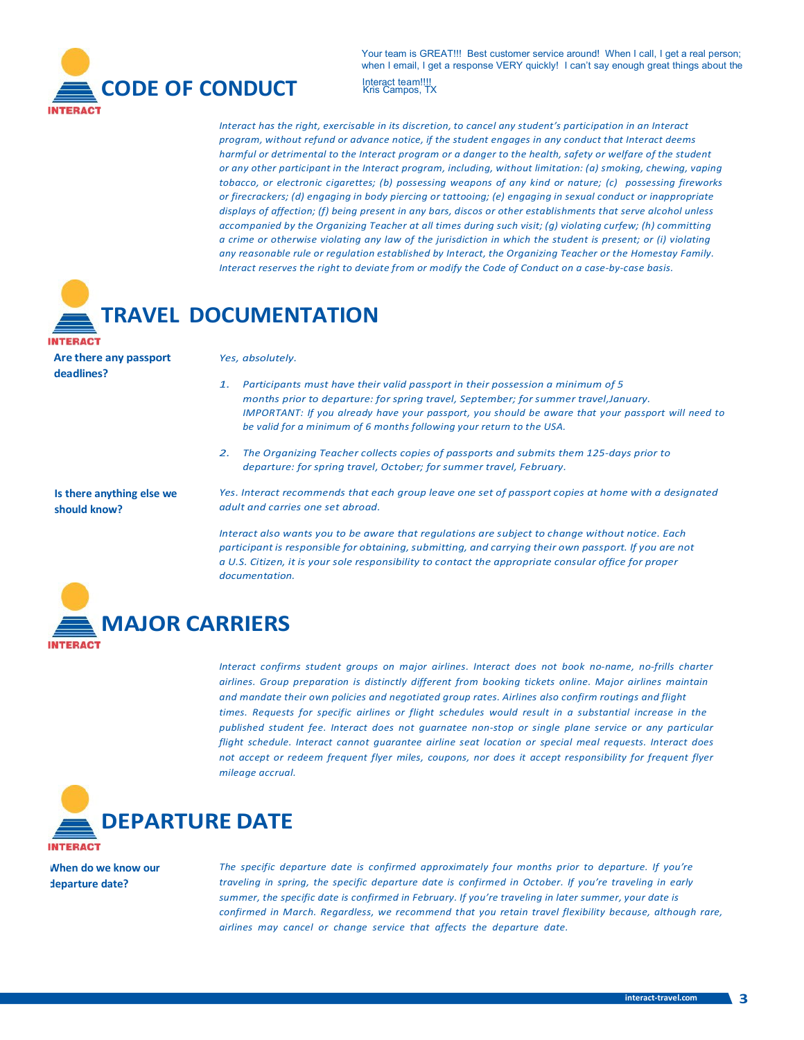Your team is GREAT!!! Best customer service around! When I call, I get a real person; when I email, I get a response VERY quickly! I can't say enough great things about the Interact team!!!!
Kris Campos, TX

# CODE OF CONDUCT

*Interact has the right, exercisable in its discretion, to cancel any student's participation in an Interact program, without refund or advance notice, if the student engages in any conduct that Interact deems harmful or detrimental to the Interact program or a danger to the health, safety or welfare of the student or any other participant in the Interact program, including, without limitation: (a) smoking, chewing, vaping tobacco, or electronic cigarettes; (b) possessing weapons of any kind or nature; (c) possessing fireworks or firecrackers; (d) engaging in body piercing or tattooing; (e) engaging in sexual conduct or inappropriate displays of affection; (f) being present in any bars, discos or other establishments that serve alcohol unless accompanied by the Organizing Teacher at all times during such visit; (g) violating curfew; (h) committing a crime or otherwise violating any law of the jurisdiction in which the student is present; or (i) violating any reasonable rule or regulation established by Interact, the Organizing Teacher or the Homestay Family. Interact reserves the right to deviate from or modify the Code of Conduct on a case-by-case basis.*

# TRAVEL DOCUMENTATION

**Are there any passport deadlines?**

*Yes, absolutely.*

1. *Participants must have their valid passport in their possession a minimum of 5 months prior to departure: for spring travel, September; for summer travel, January. IMPORTANT: If you already have your passport, you should be aware that your passport will need to be valid for a minimum of 6 months following your return to the USA.*

2. *The Organizing Teacher collects copies of passports and submits them 125-days prior to departure: for spring travel, October; for summer travel, February.*

**Is there anything else we should know?**

*Yes. Interact recommends that each group leave one set of passport copies at home with a designated adult and carries one set abroad.*

*Interact also wants you to be aware that regulations are subject to change without notice. Each participant is responsible for obtaining, submitting, and carrying their own passport. If you are not a U.S. Citizen, it is your sole responsibility to contact the appropriate consular office for proper documentation.*

# MAJOR CARRIERS

*Interact confirms student groups on major airlines. Interact does not book no-name, no-frills charter airlines. Group preparation is distinctly different from booking tickets online. Major airlines maintain and mandate their own policies and negotiated group rates. Airlines also confirm routings and flight times. Requests for specific airlines or flight schedules would result in a substantial increase in the published student fee. Interact does not guarantee non-stop or single plane service or any particular flight schedule. Interact cannot guarantee airline seat location or special meal requests. Interact does not accept or redeem frequent flyer miles, coupons, nor does it accept responsibility for frequent flyer mileage accrual.*

# DEPARTURE DATE

**When do we know our departure date?**

*The specific departure date is confirmed approximately four months prior to departure. If you're traveling in spring, the specific departure date is confirmed in October. If you're traveling in early summer, the specific date is confirmed in February. If you're traveling in later summer, your date is confirmed in March. Regardless, we recommend that you retain travel flexibility because, although rare, airlines may cancel or change service that affects the departure date.*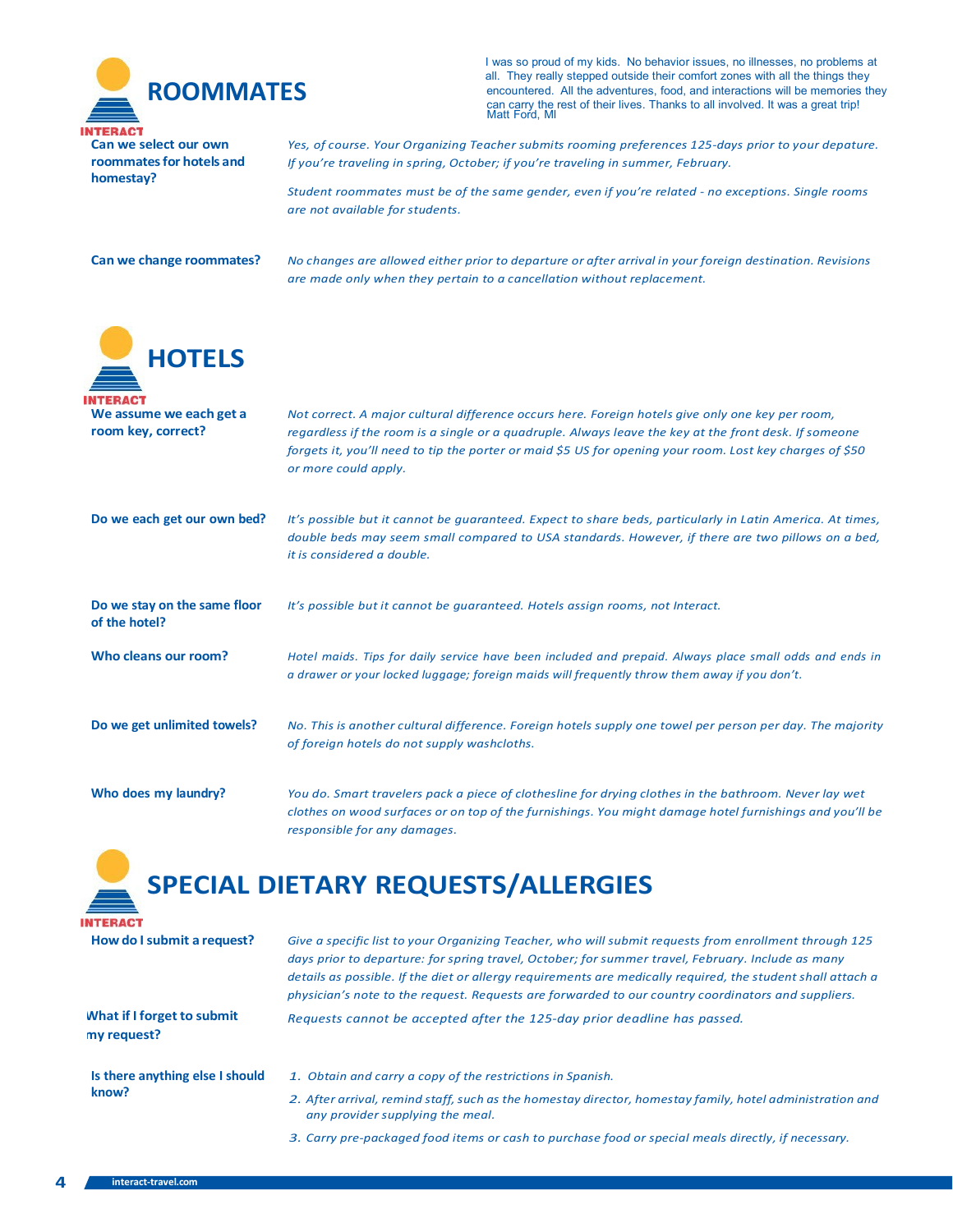## ROOMMATES

I was so proud of my kids. No behavior issues, no illnesses, no problems at all. They really stepped outside their comfort zones with all the things they encountered. All the adventures, food, and interactions will be memories they can carry the rest of their lives. Thanks to all involved. It was a great trip!
Matt Ford, MI

**Can we select our own roommates for hotels and homestay?**

*Yes, of course. Your Organizing Teacher submits rooming preferences 125-days prior to your depature. If you're traveling in spring, October; if you're traveling in summer, February.*

*Student roommates must be of the same gender, even if you're related - no exceptions. Single rooms are not available for students.*

**Can we change roommates?**

*No changes are allowed either prior to departure or after arrival in your foreign destination. Revisions are made only when they pertain to a cancellation without replacement.*

## HOTELS

**We assume we each get a room key, correct?**

*Not correct. A major cultural difference occurs here. Foreign hotels give only one key per room, regardless if the room is a single or a quadruple. Always leave the key at the front desk. If someone forgets it, you'll need to tip the porter or maid $5 US for opening your room. Lost key charges of $50 or more could apply.*

**Do we each get our own bed?**

*It's possible but it cannot be guaranteed. Expect to share beds, particularly in Latin America. At times, double beds may seem small compared to USA standards. However, if there are two pillows on a bed, it is considered a double.*

**Do we stay on the same floor of the hotel?**

*It's possible but it cannot be guaranteed. Hotels assign rooms, not Interact.*

**Who cleans our room?**

*Hotel maids. Tips for daily service have been included and prepaid. Always place small odds and ends in a drawer or your locked luggage; foreign maids will frequently throw them away if you don't.*

**Do we get unlimited towels?**

*No. This is another cultural difference. Foreign hotels supply one towel per person per day. The majority of foreign hotels do not supply washcloths.*

**Who does my laundry?**

*You do. Smart travelers pack a piece of clothesline for drying clothes in the bathroom. Never lay wet clothes on wood surfaces or on top of the furnishings. You might damage hotel furnishings and you'll be responsible for any damages.*

## SPECIAL DIETARY REQUESTS/ALLERGIES

**How do I submit a request?**

*Give a specific list to your Organizing Teacher, who will submit requests from enrollment through 125 days prior to departure: for spring travel, October; for summer travel, February. Include as many details as possible. If the diet or allergy requirements are medically required, the student shall attach a physician's note to the request. Requests are forwarded to our country coordinators and suppliers.*

**What if I forget to submit my request?**

*Requests cannot be accepted after the 125-day prior deadline has passed.*

**Is there anything else I should know?**

1. *Obtain and carry a copy of the restrictions in Spanish.*
2. *After arrival, remind staff, such as the homestay director, homestay family, hotel administration and any provider supplying the meal.*
3. *Carry pre-packaged food items or cash to purchase food or special meals directly, if necessary.*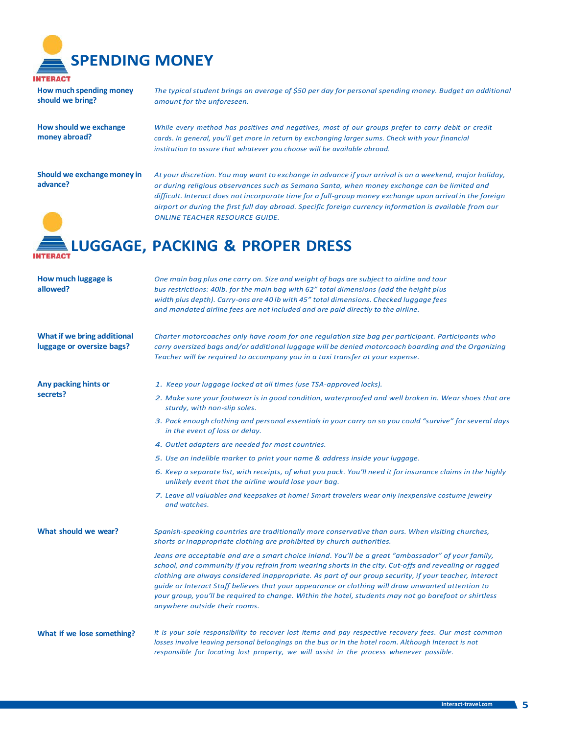## SPENDING MONEY

**How much spending money should we bring?**

*The typical student brings an average of $50 per day for personal spending money. Budget an additional amount for the unforeseen.*

**How should we exchange money abroad?**

*While every method has positives and negatives, most of our groups prefer to carry debit or credit cards. In general, you'll get more in return by exchanging larger sums. Check with your financial institution to assure that whatever you choose will be available abroad.*

**Should we exchange money in advance?**

*At your discretion. You may want to exchange in advance if your arrival is on a weekend, major holiday, or during religious observances such as Semana Santa, when money exchange can be limited and difficult. Interact does not incorporate time for a full-group money exchange upon arrival in the foreign airport or during the first full day abroad. Specific foreign currency information is available from our ONLINE TEACHER RESOURCE GUIDE.*

## LUGGAGE, PACKING & PROPER DRESS

**How much luggage is allowed?**

*One main bag plus one carry on. Size and weight of bags are subject to airline and tour bus restrictions: 40lb. for the main bag with 62" total dimensions (add the height plus width plus depth). Carry-ons are 40 lb with 45" total dimensions. Checked luggage fees and mandated airline fees are not included and are paid directly to the airline.*

**What if we bring additional luggage or oversize bags?**

*Charter motorcoaches only have room for one regulation size bag per participant. Participants who carry oversized bags and/or additional luggage will be denied motorcoach boarding and the Organizing Teacher will be required to accompany you in a taxi transfer at your expense.*

**Any packing hints or secrets?**

1. *Keep your luggage locked at all times (use TSA-approved locks).*
2. *Make sure your footwear is in good condition, waterproofed and well broken in. Wear shoes that are sturdy, with non-slip soles.*
3. *Pack enough clothing and personal essentials in your carry on so you could "survive" for several days in the event of loss or delay.*
4. *Outlet adapters are needed for most countries.*
5. *Use an indelible marker to print your name & address inside your luggage.*
6. *Keep a separate list, with receipts, of what you pack. You'll need it for insurance claims in the highly unlikely event that the airline would lose your bag.*
7. *Leave all valuables and keepsakes at home! Smart travelers wear only inexpensive costume jewelry and watches.*

**What should we wear?**

*Spanish-speaking countries are traditionally more conservative than ours. When visiting churches, shorts or inappropriate clothing are prohibited by church authorities.*

*Jeans are acceptable and are a smart choice inland. You'll be a great "ambassador" of your family, school, and community if you refrain from wearing shorts in the city. Cut-offs and revealing or ragged clothing are always considered inappropriate. As part of our group security, if your teacher, Interact guide or Interact Staff believes that your appearance or clothing will draw unwanted attention to your group, you'll be required to change. Within the hotel, students may not go barefoot or shirtless anywhere outside their rooms.*

**What if we lose something?**

*It is your sole responsibility to recover lost items and pay respective recovery fees. Our most common losses involve leaving personal belongings on the bus or in the hotel room. Although Interact is not responsible for locating lost property, we will assist in the process whenever possible.*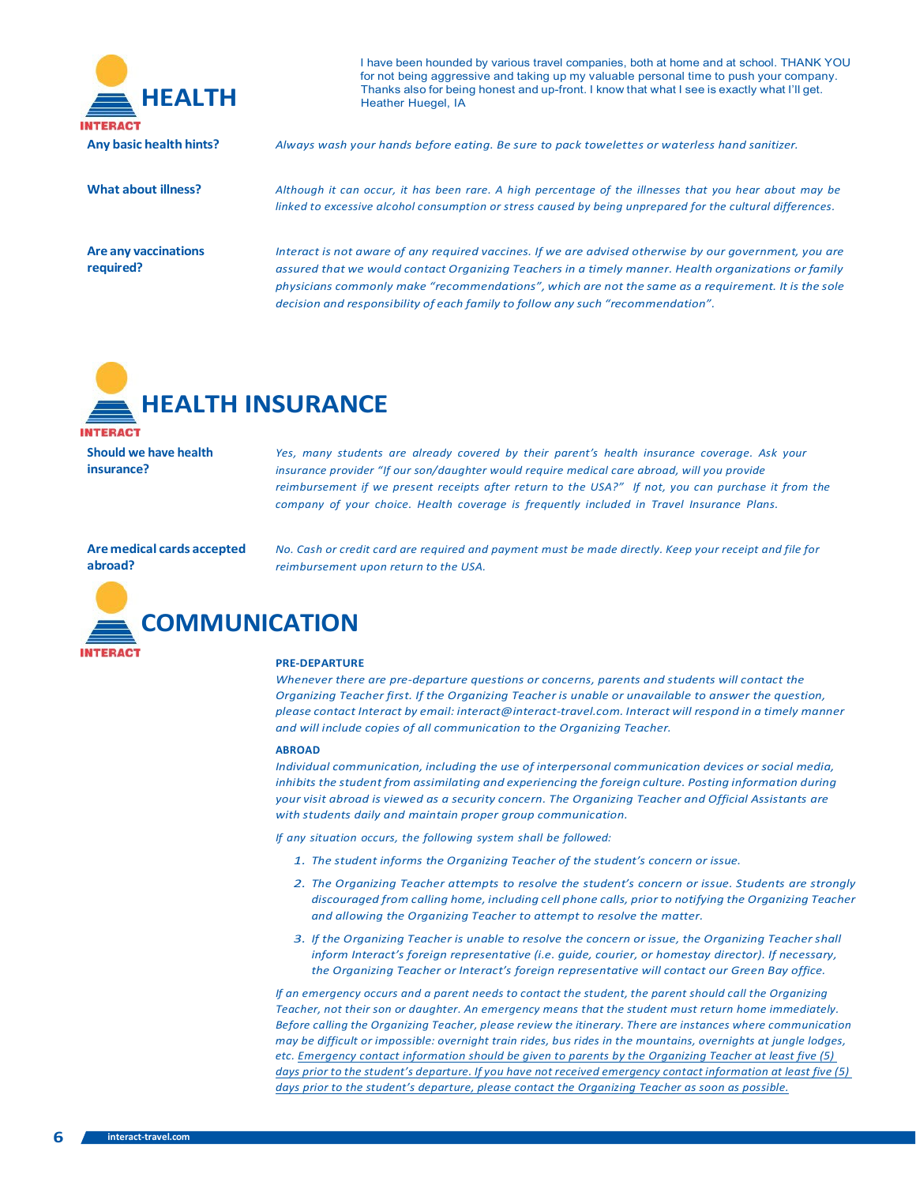# HEALTH

I have been hounded by various travel companies, both at home and at school. THANK YOU for not being aggressive and taking up my valuable personal time to push your company. Thanks also for being honest and up-front. I know that what I see is exactly what I'll get.
Heather Huegel, IA

**Any basic health hints?**

*Always wash your hands before eating. Be sure to pack towelettes or waterless hand sanitizer.*

**What about illness?**

*Although it can occur, it has been rare. A high percentage of the illnesses that you hear about may be linked to excessive alcohol consumption or stress caused by being unprepared for the cultural differences.*

**Are any vaccinations required?**

*Interact is not aware of any required vaccines. If we are advised otherwise by our government, you are assured that we would contact Organizing Teachers in a timely manner. Health organizations or family physicians commonly make "recommendations", which are not the same as a requirement. It is the sole decision and responsibility of each family to follow any such "recommendation".*

# HEALTH INSURANCE

**Should we have health insurance?**

*Yes, many students are already covered by their parent's health insurance coverage. Ask your insurance provider "If our son/daughter would require medical care abroad, will you provide reimbursement if we present receipts after return to the USA?" If not, you can purchase it from the company of your choice. Health coverage is frequently included in Travel Insurance Plans.*

**Are medical cards accepted abroad?**

*No. Cash or credit card are required and payment must be made directly. Keep your receipt and file for reimbursement upon return to the USA.*

# COMMUNICATION

**PRE-DEPARTURE**

*Whenever there are pre-departure questions or concerns, parents and students will contact the Organizing Teacher first. If the Organizing Teacher is unable or unavailable to answer the question, please contact Interact by email: interact@interact-travel.com. Interact will respond in a timely manner and will include copies of all communication to the Organizing Teacher.*

**ABROAD**

*Individual communication, including the use of interpersonal communication devices or social media, inhibits the student from assimilating and experiencing the foreign culture. Posting information during your visit abroad is viewed as a security concern. The Organizing Teacher and Official Assistants are with students daily and maintain proper group communication.*

*If any situation occurs, the following system shall be followed:*

1. *The student informs the Organizing Teacher of the student's concern or issue.*
2. *The Organizing Teacher attempts to resolve the student's concern or issue. Students are strongly discouraged from calling home, including cell phone calls, prior to notifying the Organizing Teacher and allowing the Organizing Teacher to attempt to resolve the matter.*
3. *If the Organizing Teacher is unable to resolve the concern or issue, the Organizing Teacher shall inform Interact's foreign representative (i.e. guide, courier, or homestay director). If necessary, the Organizing Teacher or Interact's foreign representative will contact our Green Bay office.*

*If an emergency occurs and a parent needs to contact the student, the parent should call the Organizing Teacher, not their son or daughter. An emergency means that the student must return home immediately. Before calling the Organizing Teacher, please review the itinerary. There are instances where communication may be difficult or impossible: overnight train rides, bus rides in the mountains, overnights at jungle lodges, etc. <u>Emergency contact information should be given to parents by the Organizing Teacher at least five (5) days prior to the student's departure. If you have not received emergency contact information at least five (5) days prior to the student's departure, please contact the Organizing Teacher as soon as possible.</u>*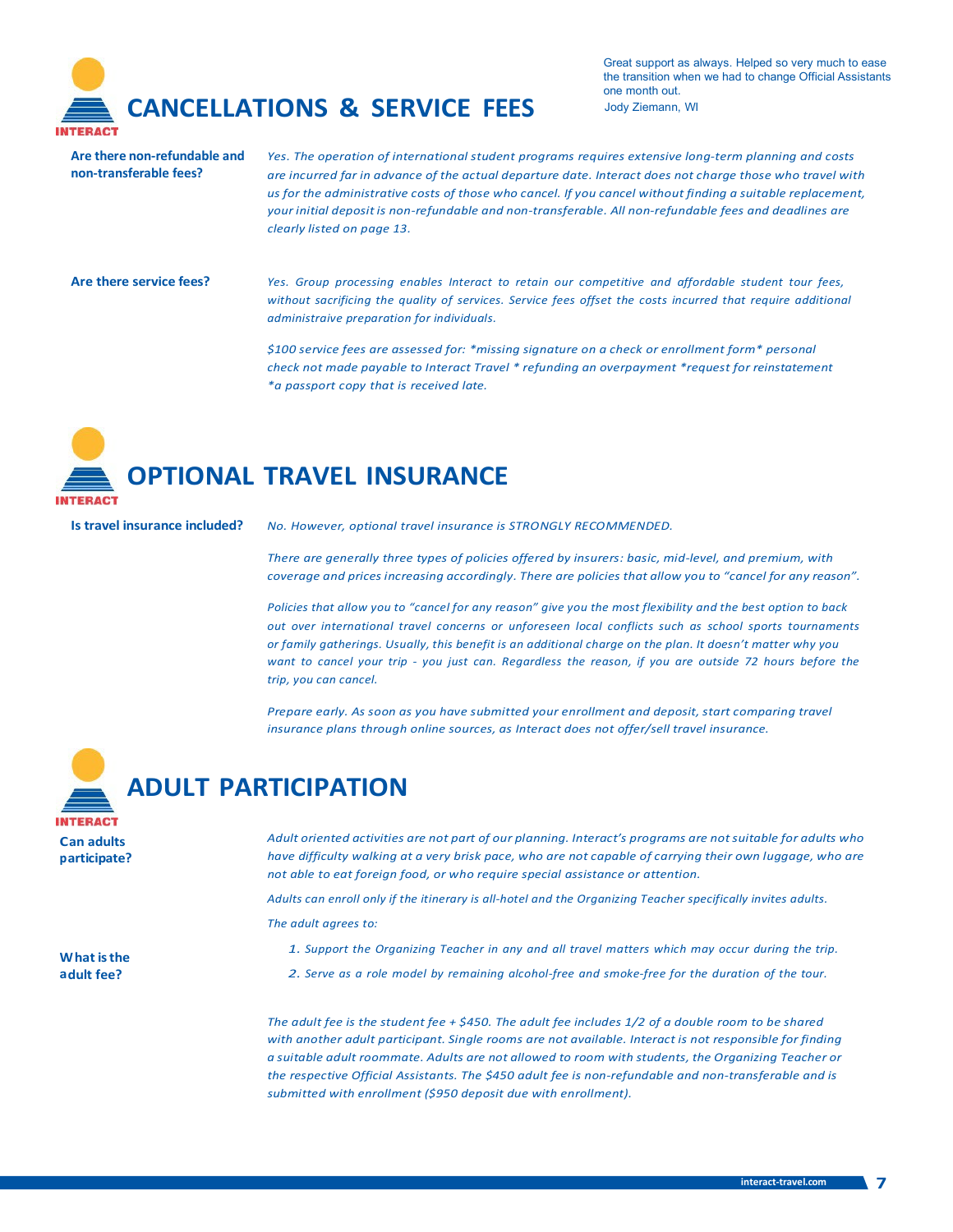> Great support as always. Helped so very much to ease the transition when we had to change Official Assistants one month out.
> Jody Ziemann, WI

# CANCELLATIONS & SERVICE FEES

**Are there non-refundable and non-transferable fees?**

*Yes. The operation of international student programs requires extensive long-term planning and costs are incurred far in advance of the actual departure date. Interact does not charge those who travel with us for the administrative costs of those who cancel. If you cancel without finding a suitable replacement, your initial deposit is non-refundable and non-transferable. All non-refundable fees and deadlines are clearly listed on page 13.*

**Are there service fees?**

*Yes. Group processing enables Interact to retain our competitive and affordable student tour fees, without sacrificing the quality of services. Service fees offset the costs incurred that require additional administraive preparation for individuals.*

*$100 service fees are assessed for: *missing signature on a check or enrollment form* personal check not made payable to Interact Travel * refunding an overpayment *request for reinstatement *a passport copy that is received late.*

# OPTIONAL TRAVEL INSURANCE

**Is travel insurance included?**

*No. However, optional travel insurance is STRONGLY RECOMMENDED.*

*There are generally three types of policies offered by insurers: basic, mid-level, and premium, with coverage and prices increasing accordingly. There are policies that allow you to "cancel for any reason".*

*Policies that allow you to "cancel for any reason" give you the most flexibility and the best option to back out over international travel concerns or unforeseen local conflicts such as school sports tournaments or family gatherings. Usually, this benefit is an additional charge on the plan. It doesn't matter why you want to cancel your trip - you just can. Regardless the reason, if you are outside 72 hours before the trip, you can cancel.*

*Prepare early. As soon as you have submitted your enrollment and deposit, start comparing travel insurance plans through online sources, as Interact does not offer/sell travel insurance.*

# ADULT PARTICIPATION

**Can adults participate?**

*Adult oriented activities are not part of our planning. Interact's programs are not suitable for adults who have difficulty walking at a very brisk pace, who are not capable of carrying their own luggage, who are not able to eat foreign food, or who require special assistance or attention.*

*Adults can enroll only if the itinerary is all-hotel and the Organizing Teacher specifically invites adults.*

*The adult agrees to:*

1. *Support the Organizing Teacher in any and all travel matters which may occur during the trip.*
2. *Serve as a role model by remaining alcohol-free and smoke-free for the duration of the tour.*

**What is the adult fee?**

*The adult fee is the student fee + $450. The adult fee includes 1/2 of a double room to be shared with another adult participant. Single rooms are not available. Interact is not responsible for finding a suitable adult roommate. Adults are not allowed to room with students, the Organizing Teacher or the respective Official Assistants. The $450 adult fee is non-refundable and non-transferable and is submitted with enrollment ($950 deposit due with enrollment).*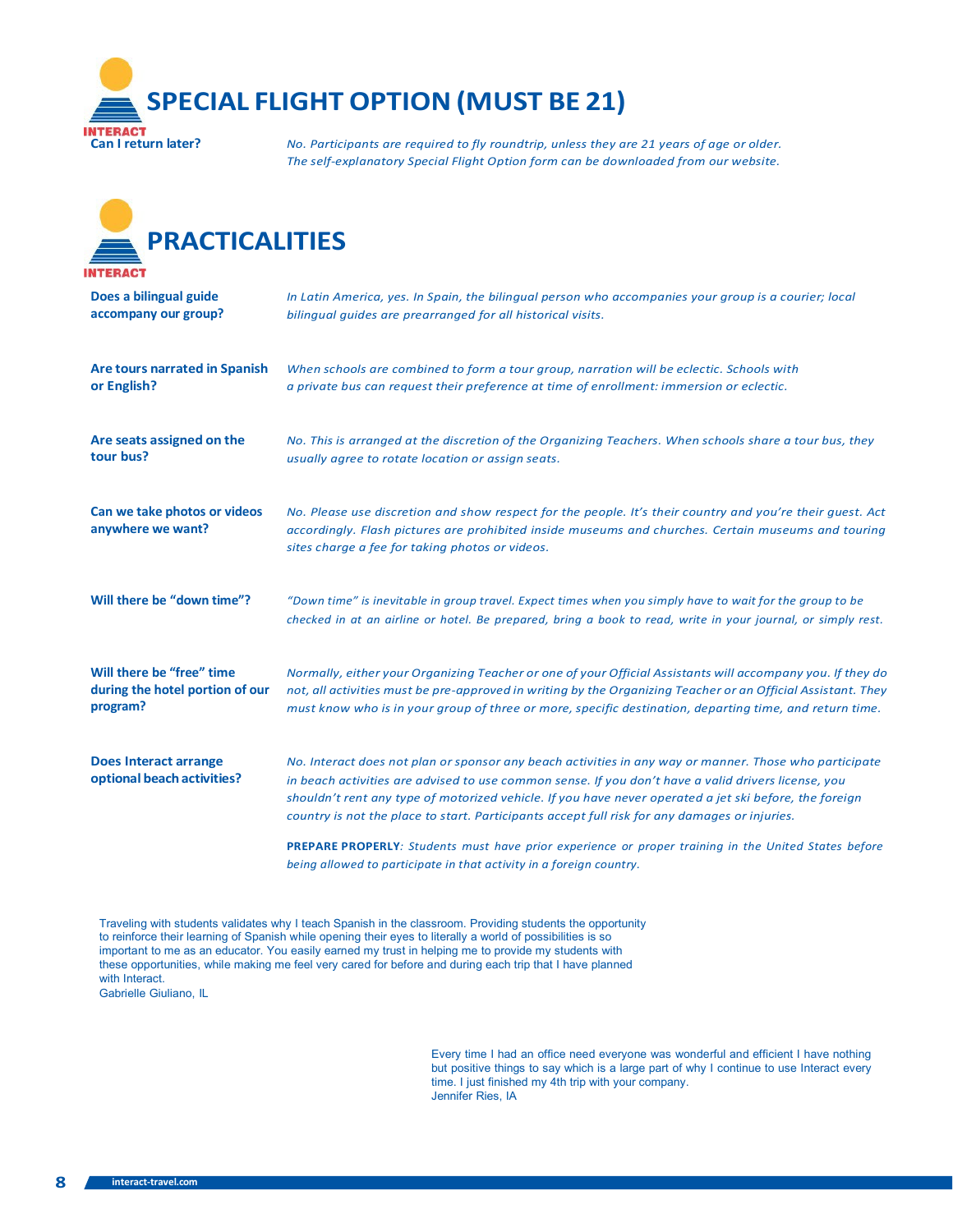## SPECIAL FLIGHT OPTION (MUST BE 21)

**Can I return later?**

*No. Participants are required to fly roundtrip, unless they are 21 years of age or older. The self-explanatory Special Flight Option form can be downloaded from our website.*

## PRACTICALITIES

**Does a bilingual guide accompany our group?**

*In Latin America, yes. In Spain, the bilingual person who accompanies your group is a courier; local bilingual guides are prearranged for all historical visits.*

**Are tours narrated in Spanish or English?**

*When schools are combined to form a tour group, narration will be eclectic. Schools with a private bus can request their preference at time of enrollment: immersion or eclectic.*

**Are seats assigned on the tour bus?**

*No. This is arranged at the discretion of the Organizing Teachers. When schools share a tour bus, they usually agree to rotate location or assign seats.*

**Can we take photos or videos anywhere we want?**

*No. Please use discretion and show respect for the people. It's their country and you're their guest. Act accordingly. Flash pictures are prohibited inside museums and churches. Certain museums and touring sites charge a fee for taking photos or videos.*

**Will there be "down time"?**

*"Down time" is inevitable in group travel. Expect times when you simply have to wait for the group to be checked in at an airline or hotel. Be prepared, bring a book to read, write in your journal, or simply rest.*

**Will there be "free" time during the hotel portion of our program?**

*Normally, either your Organizing Teacher or one of your Official Assistants will accompany you. If they do not, all activities must be pre-approved in writing by the Organizing Teacher or an Official Assistant. They must know who is in your group of three or more, specific destination, departing time, and return time.*

**Does Interact arrange optional beach activities?**

*No. Interact does not plan or sponsor any beach activities in any way or manner. Those who participate in beach activities are advised to use common sense. If you don't have a valid drivers license, you shouldn't rent any type of motorized vehicle. If you have never operated a jet ski before, the foreign country is not the place to start. Participants accept full risk for any damages or injuries.*

**PREPARE PROPERLY**: *Students must have prior experience or proper training in the United States before being allowed to participate in that activity in a foreign country.*

Traveling with students validates why I teach Spanish in the classroom. Providing students the opportunity to reinforce their learning of Spanish while opening their eyes to literally a world of possibilities is so important to me as an educator. You easily earned my trust in helping me to provide my students with these opportunities, while making me feel very cared for before and during each trip that I have planned with Interact.
Gabrielle Giuliano, IL

Every time I had an office need everyone was wonderful and efficient I have nothing but positive things to say which is a large part of why I continue to use Interact every time. I just finished my 4th trip with your company.
Jennifer Ries, IA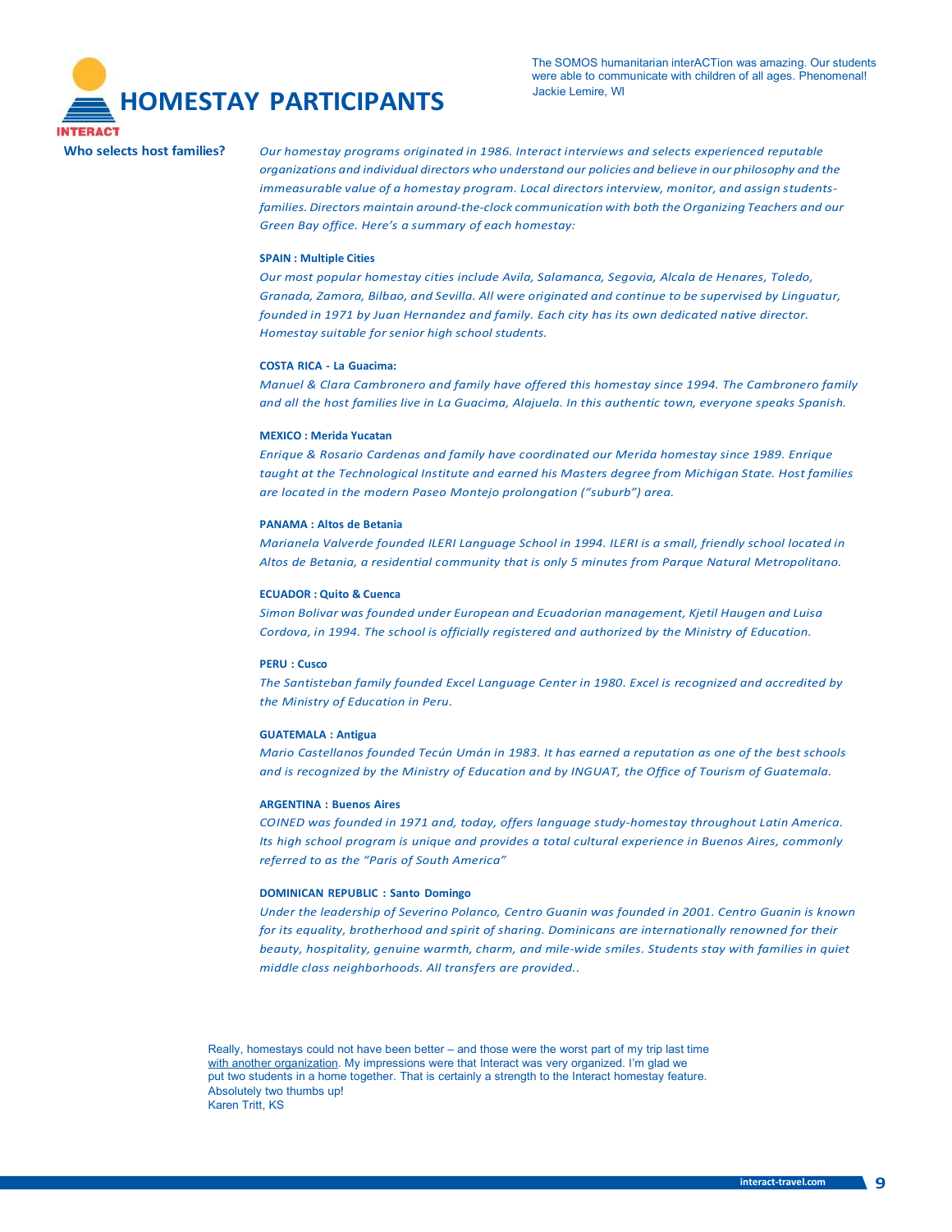# HOMESTAY PARTICIPANTS

The SOMOS humanitarian interACTion was amazing. Our students were able to communicate with children of all ages. Phenomenal!
Jackie Lemire, WI

**Who selects host families?**

*Our homestay programs originated in 1986. Interact interviews and selects experienced reputable organizations and individual directors who understand our policies and believe in our philosophy and the immeasurable value of a homestay program. Local directors interview, monitor, and assign students-families. Directors maintain around-the-clock communication with both the Organizing Teachers and our Green Bay office. Here's a summary of each homestay:*

**SPAIN : Multiple Cities**

*Our most popular homestay cities include Avila, Salamanca, Segovia, Alcala de Henares, Toledo, Granada, Zamora, Bilbao, and Sevilla. All were originated and continue to be supervised by Linguatur, founded in 1971 by Juan Hernandez and family. Each city has its own dedicated native director. Homestay suitable for senior high school students.*

**COSTA RICA - La Guacima:**

*Manuel & Clara Cambronero and family have offered this homestay since 1994. The Cambronero family and all the host families live in La Guacima, Alajuela. In this authentic town, everyone speaks Spanish.*

**MEXICO : Merida Yucatan**

*Enrique & Rosario Cardenas and family have coordinated our Merida homestay since 1989. Enrique taught at the Technological Institute and earned his Masters degree from Michigan State. Host families are located in the modern Paseo Montejo prolongation ("suburb") area.*

**PANAMA : Altos de Betania**

*Marianela Valverde founded ILERI Language School in 1994. ILERI is a small, friendly school located in Altos de Betania, a residential community that is only 5 minutes from Parque Natural Metropolitano.*

**ECUADOR : Quito & Cuenca**

*Simon Bolivar was founded under European and Ecuadorian management, Kjetil Haugen and Luisa Cordova, in 1994. The school is officially registered and authorized by the Ministry of Education.*

**PERU : Cusco**

*The Santisteban family founded Excel Language Center in 1980. Excel is recognized and accredited by the Ministry of Education in Peru.*

**GUATEMALA : Antigua**

*Mario Castellanos founded Tecún Umán in 1983. It has earned a reputation as one of the best schools and is recognized by the Ministry of Education and by INGUAT, the Office of Tourism of Guatemala.*

**ARGENTINA : Buenos Aires**

*COINED was founded in 1971 and, today, offers language study-homestay throughout Latin America. Its high school program is unique and provides a total cultural experience in Buenos Aires, commonly referred to as the "Paris of South America"*

**DOMINICAN REPUBLIC : Santo Domingo**

*Under the leadership of Severino Polanco, Centro Guanin was founded in 2001. Centro Guanin is known for its equality, brotherhood and spirit of sharing. Dominicans are internationally renowned for their beauty, hospitality, genuine warmth, charm, and mile-wide smiles. Students stay with families in quiet middle class neighborhoods. All transfers are provided..*

Really, homestays could not have been better – and those were the worst part of my trip last time with another organization. My impressions were that Interact was very organized. I'm glad we put two students in a home together. That is certainly a strength to the Interact homestay feature. Absolutely two thumbs up!
Karen Tritt, KS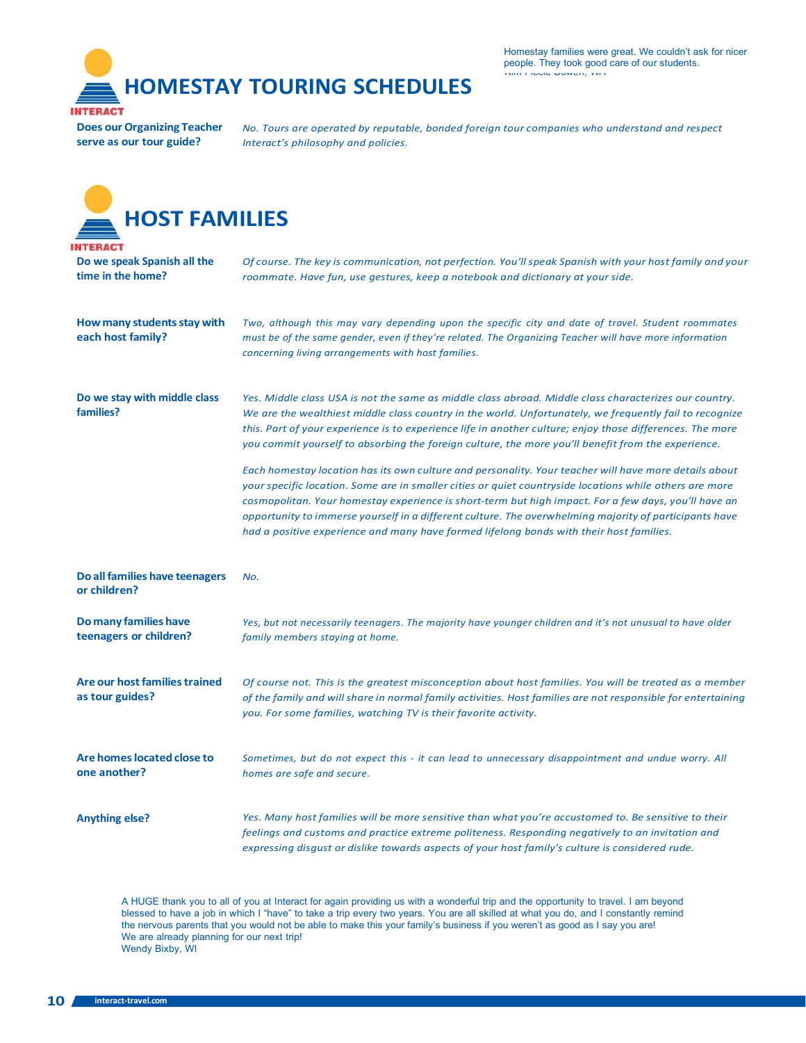Homestay families were great. We couldn't ask for nicer people. They took good care of our students.
Kim Piccio Bowen, WA

## HOMESTAY TOURING SCHEDULES

**Does our Organizing Teacher serve as our tour guide?**

*No. Tours are operated by reputable, bonded foreign tour companies who understand and respect Interact's philosophy and policies.*

## HOST FAMILIES

**Do we speak Spanish all the time in the home?**

*Of course. The key is communication, not perfection. You'll speak Spanish with your host family and your roommate. Have fun, use gestures, keep a notebook and dictionary at your side.*

**How many students stay with each host family?**

*Two, although this may vary depending upon the specific city and date of travel. Student roommates must be of the same gender, even if they're related. The Organizing Teacher will have more information concerning living arrangements with host families.*

**Do we stay with middle class families?**

*Yes. Middle class USA is not the same as middle class abroad. Middle class characterizes our country. We are the wealthiest middle class country in the world. Unfortunately, we frequently fail to recognize this. Part of your experience is to experience life in another culture; enjoy those differences. The more you commit yourself to absorbing the foreign culture, the more you'll benefit from the experience.*

*Each homestay location has its own culture and personality. Your teacher will have more details about your specific location. Some are in smaller cities or quiet countryside locations while others are more cosmopolitan. Your homestay experience is short-term but high impact. For a few days, you'll have an opportunity to immerse yourself in a different culture. The overwhelming majority of participants have had a positive experience and many have formed lifelong bonds with their host families.*

**Do all families have teenagers or children?**

*No.*

**Do many families have teenagers or children?**

*Yes, but not necessarily teenagers. The majority have younger children and it's not unusual to have older family members staying at home.*

**Are our host families trained as tour guides?**

*Of course not. This is the greatest misconception about host families. You will be treated as a member of the family and will share in normal family activities. Host families are not responsible for entertaining you. For some families, watching TV is their favorite activity.*

**Are homes located close to one another?**

*Sometimes, but do not expect this - it can lead to unnecessary disappointment and undue worry. All homes are safe and secure.*

**Anything else?**

*Yes. Many host families will be more sensitive than what you're accustomed to. Be sensitive to their feelings and customs and practice extreme politeness. Responding negatively to an invitation and expressing disgust or dislike towards aspects of your host family's culture is considered rude.*

A HUGE thank you to all of you at Interact for again providing us with a wonderful trip and the opportunity to travel. I am beyond blessed to have a job in which I "have" to take a trip every two years. You are all skilled at what you do, and I constantly remind the nervous parents that you would not be able to make this your family's business if you weren't as good as I say you are! We are already planning for our next trip!
Wendy Bixby, WI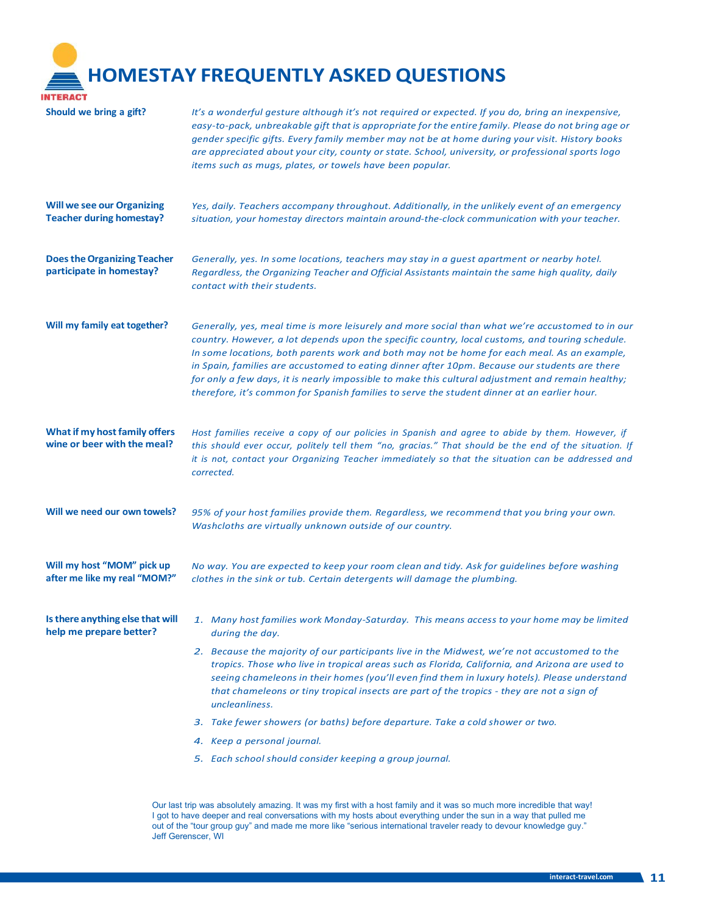# HOMESTAY FREQUENTLY ASKED QUESTIONS

**Should we bring a gift?**

*It's a wonderful gesture although it's not required or expected. If you do, bring an inexpensive, easy-to-pack, unbreakable gift that is appropriate for the entire family. Please do not bring age or gender specific gifts. Every family member may not be at home during your visit. History books are appreciated about your city, county or state. School, university, or professional sports logo items such as mugs, plates, or towels have been popular.*

**Will we see our Organizing Teacher during homestay?**

*Yes, daily. Teachers accompany throughout. Additionally, in the unlikely event of an emergency situation, your homestay directors maintain around-the-clock communication with your teacher.*

**Does the Organizing Teacher participate in homestay?**

*Generally, yes. In some locations, teachers may stay in a guest apartment or nearby hotel. Regardless, the Organizing Teacher and Official Assistants maintain the same high quality, daily contact with their students.*

**Will my family eat together?**

*Generally, yes, meal time is more leisurely and more social than what we're accustomed to in our country. However, a lot depends upon the specific country, local customs, and touring schedule. In some locations, both parents work and both may not be home for each meal. As an example, in Spain, families are accustomed to eating dinner after 10pm. Because our students are there for only a few days, it is nearly impossible to make this cultural adjustment and remain healthy; therefore, it's common for Spanish families to serve the student dinner at an earlier hour.*

**What if my host family offers wine or beer with the meal?**

*Host families receive a copy of our policies in Spanish and agree to abide by them. However, if this should ever occur, politely tell them "no, gracias." That should be the end of the situation. If it is not, contact your Organizing Teacher immediately so that the situation can be addressed and corrected.*

**Will we need our own towels?**

*95% of your host families provide them. Regardless, we recommend that you bring your own. Washcloths are virtually unknown outside of our country.*

**Will my host "MOM" pick up after me like my real "MOM?"**

*No way. You are expected to keep your room clean and tidy. Ask for guidelines before washing clothes in the sink or tub. Certain detergents will damage the plumbing.*

**Is there anything else that will help me prepare better?**

1. *Many host families work Monday-Saturday. This means access to your home may be limited during the day.*
2. *Because the majority of our participants live in the Midwest, we're not accustomed to the tropics. Those who live in tropical areas such as Florida, California, and Arizona are used to seeing chameleons in their homes (you'll even find them in luxury hotels). Please understand that chameleons or tiny tropical insects are part of the tropics - they are not a sign of uncleanliness.*
3. *Take fewer showers (or baths) before departure. Take a cold shower or two.*
4. *Keep a personal journal.*
5. *Each school should consider keeping a group journal.*

Our last trip was absolutely amazing. It was my first with a host family and it was so much more incredible that way! I got to have deeper and real conversations with my hosts about everything under the sun in a way that pulled me out of the "tour group guy" and made me more like "serious international traveler ready to devour knowledge guy."
Jeff Gerenscer, WI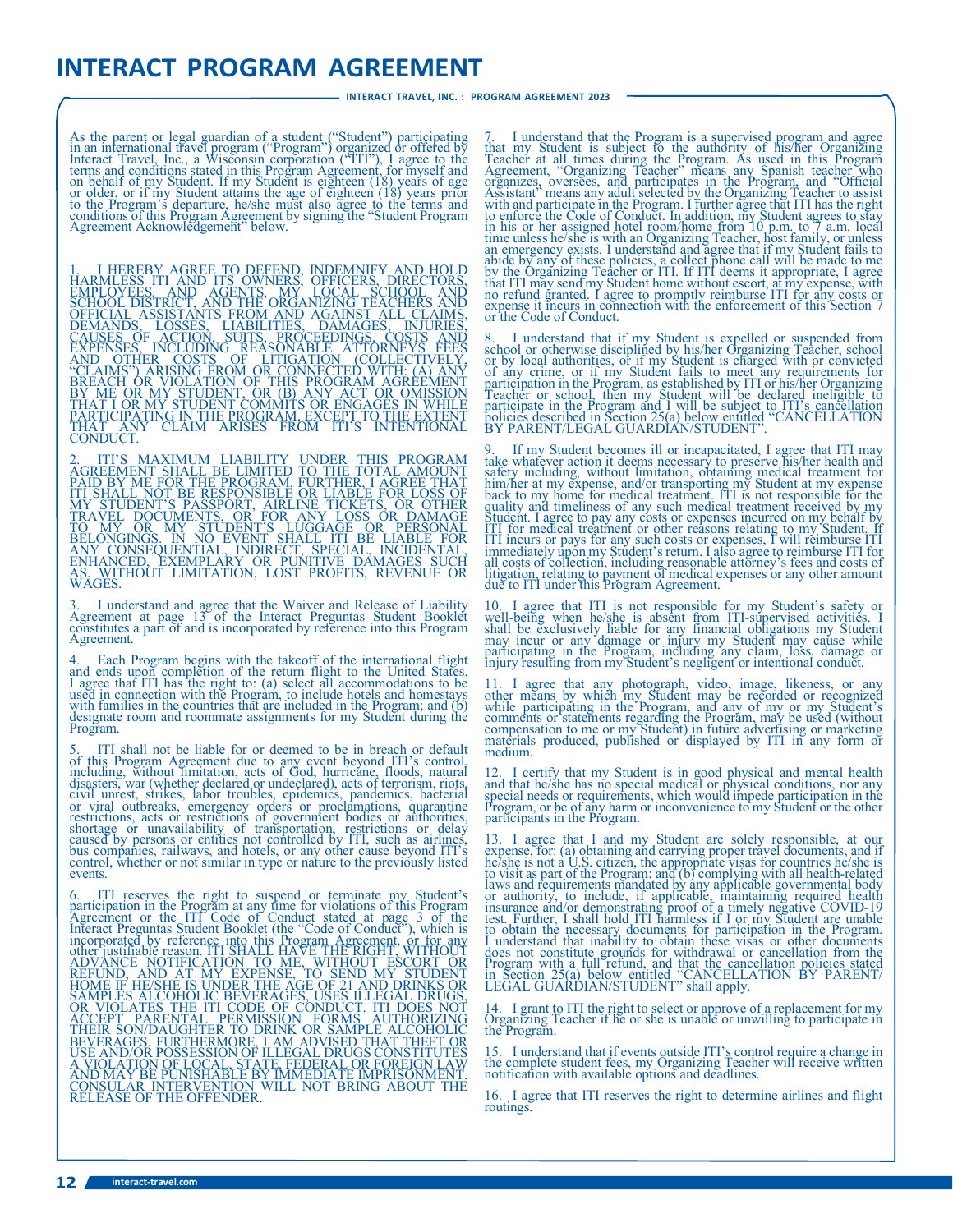# INTERACT PROGRAM AGREEMENT

INTERACT TRAVEL, INC. : PROGRAM AGREEMENT 2023

As the parent or legal guardian of a student ("Student") participating in an international travel program ("Program") organized or offered by Interact Travel, Inc., a Wisconsin corporation ("ITI"), I agree to the terms and conditions stated in this Program Agreement, for myself and on behalf of my Student. If my Student is eighteen (18) years of age or older, or if my Student attains the age of eighteen (18) years prior to the Program's departure, he/she must also agree to the terms and conditions of this Program Agreement by signing the "Student Program Agreement Acknowledgement" below.

1. I HEREBY AGREE TO DEFEND, INDEMNIFY AND HOLD HARMLESS ITI AND ITS OWNERS, OFFICERS, DIRECTORS, EMPLOYEES, AND AGENTS, MY LOCAL SCHOOL AND SCHOOL DISTRICT, AND THE ORGANIZING TEACHERS AND OFFICIAL ASSISTANTS FROM AND AGAINST ALL CLAIMS, DEMANDS, LOSSES, LIABILITIES, DAMAGES, INJURIES, CAUSES OF ACTION, SUITS, PROCEEDINGS, COSTS AND EXPENSES, INCLUDING REASONABLE ATTORNEYS FEES AND OTHER COSTS OF LITIGATION (COLLECTIVELY, "CLAIMS") ARISING FROM OR CONNECTED WITH: (A) ANY BREACH OR VIOLATION OF THIS PROGRAM AGREEMENT BY ME OR MY STUDENT, OR (B) ANY ACT OR OMISSION THAT I OR MY STUDENT COMMITS OR ENGAGES IN WHILE PARTICIPATING IN THE PROGRAM, EXCEPT TO THE EXTENT THAT ANY CLAIM ARISES FROM ITI'S INTENTIONAL CONDUCT.

2. ITI'S MAXIMUM LIABILITY UNDER THIS PROGRAM AGREEMENT SHALL BE LIMITED TO THE TOTAL AMOUNT PAID BY ME FOR THE PROGRAM. FURTHER, I AGREE THAT ITI SHALL NOT BE RESPONSIBLE OR LIABLE FOR LOSS OF MY STUDENT'S PASSPORT, AIRLINE TICKETS, OR OTHER TRAVEL DOCUMENTS, OR FOR ANY LOSS OR DAMAGE TO MY OR MY STUDENT'S LUGGAGE OR PERSONAL BELONGINGS. IN NO EVENT SHALL ITI BE LIABLE FOR ANY CONSEQUENTIAL, INDIRECT, SPECIAL, INCIDENTAL, ENHANCED, EXEMPLARY OR PUNITIVE DAMAGES SUCH AS, WITHOUT LIMITATION, LOST PROFITS, REVENUE OR WAGES.

3. I understand and agree that the Waiver and Release of Liability Agreement at page 13 of the Interact Preguntas Student Booklet constitutes a part of and is incorporated by reference into this Program Agreement.

4. Each Program begins with the takeoff of the international flight and ends upon completion of the return flight to the United States. I agree that ITI has the right to: (a) select all accommodations to be used in connection with the Program, to include hotels and homestays with families in the countries that are included in the Program; and (b) designate room and roommate assignments for my Student during the Program.

5. ITI shall not be liable for or deemed to be in breach or default of this Program Agreement due to any event beyond ITI's control, including, without limitation, acts of God, hurricane, floods, natural disasters, war (whether declared or undeclared), acts of terrorism, riots, civil unrest, strikes, labor troubles, epidemics, pandemics, bacterial or viral outbreaks, emergency orders or proclamations, quarantine restrictions, acts or restrictions of government bodies or authorities, shortage or unavailability of transportation, restrictions or delay caused by persons or entities not controlled by ITI, such as airlines, bus companies, railways, and hotels, or any other cause beyond ITI's control, whether or not similar in type or nature to the previously listed events.

6. ITI reserves the right to suspend or terminate my Student's participation in the Program at any time for violations of this Program Agreement or the ITI Code of Conduct stated at page 3 of the Interact Preguntas Student Booklet (the "Code of Conduct"), which is incorporated by reference into this Program Agreement, or for any other justifiable reason. ITI SHALL HAVE THE RIGHT, WITHOUT ADVANCE NOTIFICATION TO ME, WITHOUT ESCORT OR REFUND, AND AT MY EXPENSE, TO SEND MY STUDENT HOME IF HE/SHE IS UNDER THE AGE OF 21 AND DRINKS OR SAMPLES ALCOHOLIC BEVERAGES, USES ILLEGAL DRUGS, OR VIOLATES THE ITI CODE OF CONDUCT. ITI DOES NOT ACCEPT PARENTAL PERMISSION FORMS AUTHORIZING THEIR SON/DAUGHTER TO DRINK OR SAMPLE ALCOHOLIC BEVERAGES. FURTHERMORE, I AM ADVISED THAT THEFT OR USE AND/OR POSSESSION OF ILLEGAL DRUGS CONSTITUTES A VIOLATION OF LOCAL, STATE, FEDERAL OR FOREIGN LAW AND MAY BE PUNISHABLE BY IMMEDIATE IMPRISONMENT. CONSULAR INTERVENTION WILL NOT BRING ABOUT THE RELEASE OF THE OFFENDER.

7. I understand that the Program is a supervised program and agree that my Student is subject to the authority of his/her Organizing Teacher at all times during the Program. As used in this Program Agreement, "Organizing Teacher" means any Spanish teacher who organizes, oversees, and participates in the Program, and "Official Assistant" means any adult selected by the Organizing Teacher to assist with and participate in the Program. I further agree that ITI has the right to enforce the Code of Conduct. In addition, my Student agrees to stay in his or her assigned hotel room/home from 10 p.m. to 7 a.m. local time unless he/she is with an Organizing Teacher, host family, or unless an emergency exists. I understand and agree that if my Student fails to abide by any of these policies, a collect phone call will be made to me by the Organizing Teacher or ITI. If ITI deems it appropriate, I agree that ITI may send my Student home without escort, at my expense, with no refund granted. I agree to promptly reimburse ITI for any costs or expense it incurs in connection with the enforcement of this Section 7 or the Code of Conduct.

8. I understand that if my Student is expelled or suspended from school or otherwise disciplined by his/her Organizing Teacher, school or by local authorities, or if my Student is charged with or convicted of any crime, or if my Student fails to meet any requirements for participation in the Program, as established by ITI or his/her Organizing Teacher or school, then my Student will be declared ineligible to participate in the Program and I will be subject to ITI's cancellation policies described in Section 25(a) below entitled "CANCELLATION BY PARENT/LEGAL GUARDIAN/STUDENT".

9. If my Student becomes ill or incapacitated, I agree that ITI may take whatever action it deems necessary to preserve his/her health and safety including, without limitation, obtaining medical treatment for him/her at my expense, and/or transporting my Student at my expense back to my home for medical treatment. ITI is not responsible for the quality and timeliness of any such medical treatment received by my Student. I agree to pay any costs or expenses incurred on my behalf by ITI for medical treatment or other reasons relating to my Student. If ITI incurs or pays for any such costs or expenses, I will reimburse ITI immediately upon my Student's return. I also agree to reimburse ITI for all costs of collection, including reasonable attorney's fees and costs of litigation, relating to payment of medical expenses or any other amount due to ITI under this Program Agreement.

10. I agree that ITI is not responsible for my Student's safety or well-being when he/she is absent from ITI-supervised activities. I shall be exclusively liable for any financial obligations my Student may incur or any damage or injury my Student may cause while participating in the Program, including any claim, loss, damage or injury resulting from my Student's negligent or intentional conduct.

11. I agree that any photograph, video, image, likeness, or any other means by which my Student may be recorded or recognized while participating in the Program, and any of my or my Student's comments or statements regarding the Program, may be used (without compensation to me or my Student) in future advertising or marketing materials produced, published or displayed by ITI in any form or medium.

12. I certify that my Student is in good physical and mental health and that he/she has no special medical or physical conditions, nor any special needs or requirements, which would impede participation in the Program, or be of any harm or inconvenience to my Student or the other participants in the Program.

13. I agree that I and my Student are solely responsible, at our expense, for: (a) obtaining and carrying proper travel documents, and if he/she is not a U.S. citizen, the appropriate visas for countries he/she is to visit as part of the Program; and (b) complying with all health-related laws and requirements mandated by any applicable governmental body or authority, to include, if applicable, maintaining required health insurance and/or demonstrating proof of a timely negative COVID-19 test. Further, I shall hold ITI harmless if I or my Student are unable to obtain the necessary documents for participation in the Program. I understand that inability to obtain these visas or other documents does not constitute grounds for withdrawal or cancellation from the Program with a full refund, and that the cancellation policies stated in Section 25(a) below entitled "CANCELLATION BY PARENT/LEGAL GUARDIAN/STUDENT" shall apply.

14. I grant to ITI the right to select or approve of a replacement for my Organizing Teacher if he or she is unable or unwilling to participate in the Program.

15. I understand that if events outside ITI's control require a change in the complete student fees, my Organizing Teacher will receive written notification with available options and deadlines.

16. I agree that ITI reserves the right to determine airlines and flight routings.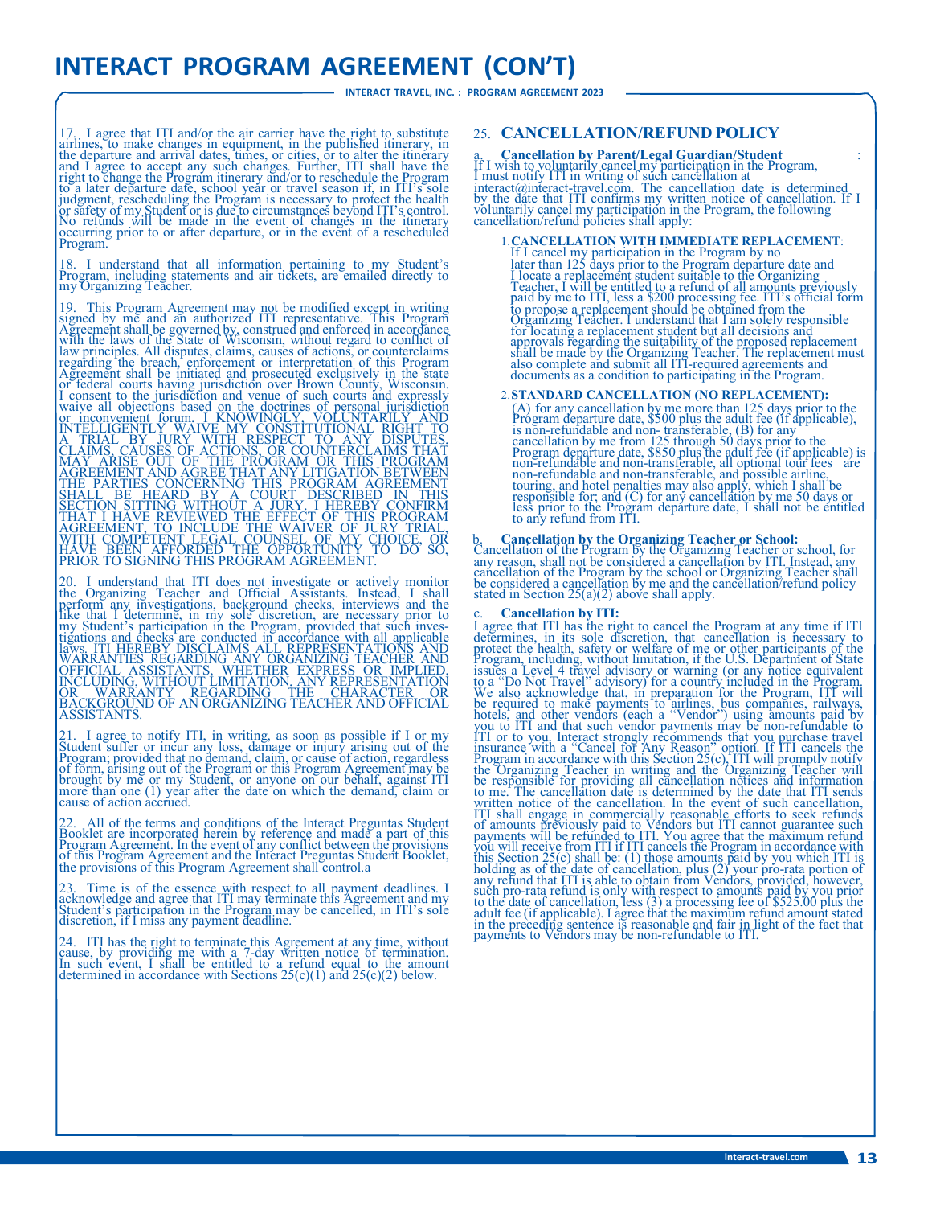# INTERACT PROGRAM AGREEMENT (CON'T)

17. I agree that ITI and/or the air carrier have the right to substitute airlines, to make changes in equipment, in the published itinerary, in the departure and arrival dates, times, or cities, or to alter the itinerary and I agree to accept any such changes. Further, ITI shall have the right to change the Program itinerary and/or to reschedule the Program to a later departure date, school year or travel season if, in ITI's sole judgment, rescheduling the Program is necessary to protect the health or safety of my Student or is due to circumstances beyond ITI's control. No refunds will be made in the event of changes in the itinerary occurring prior to or after departure, or in the event of a rescheduled Program.

18. I understand that all information pertaining to my Student's Program, including statements and air tickets, are emailed directly to my Organizing Teacher.

19. This Program Agreement may not be modified except in writing signed by me and an authorized ITI representative. This Program Agreement shall be governed by, construed and enforced in accordance with the laws of the State of Wisconsin, without regard to conflict of law principles. All disputes, claims, causes of actions, or counterclaims regarding the breach, enforcement or interpretation of this Program Agreement shall be initiated and prosecuted exclusively in the state or federal courts having jurisdiction over Brown County, Wisconsin. I consent to the jurisdiction and venue of such courts and expressly waive all objections based on the doctrines of personal jurisdiction or inconvenient forum. I KNOWINGLY, VOLUNTARILY AND INTELLIGENTLY WAIVE MY CONSTITUTIONAL RIGHT TO A TRIAL BY JURY WITH RESPECT TO ANY DISPUTES, CLAIMS, CAUSES OF ACTIONS, OR COUNTERCLAIMS THAT MAY ARISE OUT OF THE PROGRAM OR THIS PROGRAM AGREEMENT AND AGREE THAT ANY LITIGATION BETWEEN THE PARTIES CONCERNING THIS PROGRAM AGREEMENT SHALL BE HEARD BY A COURT DESCRIBED IN THIS SECTION SITTING WITHOUT A JURY. I HEREBY CONFIRM THAT I HAVE REVIEWED THE EFFECT OF THIS PROGRAM AGREEMENT, TO INCLUDE THE WAIVER OF JURY TRIAL, WITH COMPETENT LEGAL COUNSEL OF MY CHOICE, OR HAVE BEEN AFFORDED THE OPPORTUNITY TO DO SO, PRIOR TO SIGNING THIS PROGRAM AGREEMENT.

20. I understand that ITI does not investigate or actively monitor the Organizing Teacher and Official Assistants. Instead, I shall perform any investigations, background checks, interviews and the like that I determine, in my sole discretion, are necessary prior to my Student's participation in the Program, provided that such investigations and checks are conducted in accordance with all applicable laws. ITI HEREBY DISCLAIMS ALL REPRESENTATIONS AND WARRANTIES REGARDING ANY ORGANIZING TEACHER AND OFFICIAL ASSISTANTS, WHETHER EXPRESS OR IMPLIED, INCLUDING, WITHOUT LIMITATION, ANY REPRESENTATION OR WARRANTY REGARDING THE CHARACTER OR BACKGROUND OF AN ORGANIZING TEACHER AND OFFICIAL ASSISTANTS.

21. I agree to notify ITI, in writing, as soon as possible if I or my Student suffer or incur any loss, damage or injury arising out of the Program; provided that no demand, claim, or cause of action, regardless of form, arising out of the Program or this Program Agreement may be brought by me or my Student, or anyone on our behalf, against ITI more than one (1) year after the date on which the demand, claim or cause of action accrued.

22. All of the terms and conditions of the Interact Preguntas Student Booklet are incorporated herein by reference and made a part of this Program Agreement. In the event of any conflict between the provisions of this Program Agreement and the Interact Preguntas Student Booklet, the provisions of this Program Agreement shall control.a

23. Time is of the essence with respect to all payment deadlines. I acknowledge and agree that ITI may terminate this Agreement and my Student's participation in the Program may be cancelled, in ITI's sole discretion, if I miss any payment deadline.

24. ITI has the right to terminate this Agreement at any time, without cause, by providing me with a 7-day written notice of termination. In such event, I shall be entitled to a refund equal to the amount determined in accordance with Sections 25(c)(1) and 25(c)(2) below.

## 25. CANCELLATION/REFUND POLICY

a. **Cancellation by Parent/Legal Guardian/Student**:
If I wish to voluntarily cancel my participation in the Program, I must notify ITI in writing of such cancellation at interact@interact-travel.com. The cancellation date is determined by the date that ITI confirms my written notice of cancellation. If I voluntarily cancel my participation in the Program, the following cancellation/refund policies shall apply:

1. **CANCELLATION WITH IMMEDIATE REPLACEMENT**: If I cancel my participation in the Program by no later than 125 days prior to the Program departure date and I locate a replacement student suitable to the Organizing Teacher, I will be entitled to a refund of all amounts previously paid by me to ITI, less a $200 processing fee. ITI's official form to propose a replacement should be obtained from the Organizing Teacher. I understand that I am solely responsible for locating a replacement student but all decisions and approvals regarding the suitability of the proposed replacement shall be made by the Organizing Teacher. The replacement must also complete and submit all ITI-required agreements and documents as a condition to participating in the Program.

2. **STANDARD CANCELLATION (NO REPLACEMENT):** (A) for any cancellation by me more than 125 days prior to the Program departure date, $500 plus the adult fee (if applicable), is non-refundable and non- transferable, (B) for any cancellation by me from 125 through 50 days prior to the Program departure date, $850 plus the adult fee (if applicable) is non-refundable and non-transferable, all optional tour fees are non-refundable and non-transferable, and possible airline, touring, and hotel penalties may also apply, which I shall be responsible for; and (C) for any cancellation by me 50 days or less prior to the Program departure date, I shall not be entitled to any refund from ITI.

b. **Cancellation by the Organizing Teacher or School:**
Cancellation of the Program by the Organizing Teacher or school, for any reason, shall not be considered a cancellation by ITI. Instead, any cancellation of the Program by the school or Organizing Teacher shall be considered a cancellation by me and the cancellation/refund policy stated in Section 25(a)(2) above shall apply.

c. **Cancellation by ITI:**
I agree that ITI has the right to cancel the Program at any time if ITI determines, in its sole discretion, that cancellation is necessary to protect the health, safety or welfare of me or other participants of the Program, including, without limitation, if the U.S. Department of State issues a Level 4 travel advisory or warning (or any notice equivalent to a "Do Not Travel" advisory) for a country included in the Program. We also acknowledge that, in preparation for the Program, ITI will be required to make payments to airlines, bus companies, railways, hotels, and other vendors (each a "Vendor") using amounts paid by you to ITI and that such vendor payments may be non-refundable to ITI or to you. Interact strongly recommends that you purchase travel insurance with a "Cancel for Any Reason" option. If ITI cancels the Program in accordance with this Section 25(c), ITI will promptly notify the Organizing Teacher in writing and the Organizing Teacher will be responsible for providing all cancellation notices and information to me. The cancellation date is determined by the date that ITI sends written notice of the cancellation. In the event of such cancellation, ITI shall engage in commercially reasonable efforts to seek refunds of amounts previously paid to Vendors but ITI cannot guarantee such payments will be refunded to ITI. You agree that the maximum refund you will receive from ITI if ITI cancels the Program in accordance with this Section 25(c) shall be: (1) those amounts paid by you which ITI is holding as of the date of cancellation, plus (2) your pro-rata portion of any refund that ITI is able to obtain from Vendors, provided, however, such pro-rata refund is only with respect to amounts paid by you prior to the date of cancellation, less (3) a processing fee of $525.00 plus the adult fee (if applicable). I agree that the maximum refund amount stated in the preceding sentence is reasonable and fair in light of the fact that payments to Vendors may be non-refundable to ITI.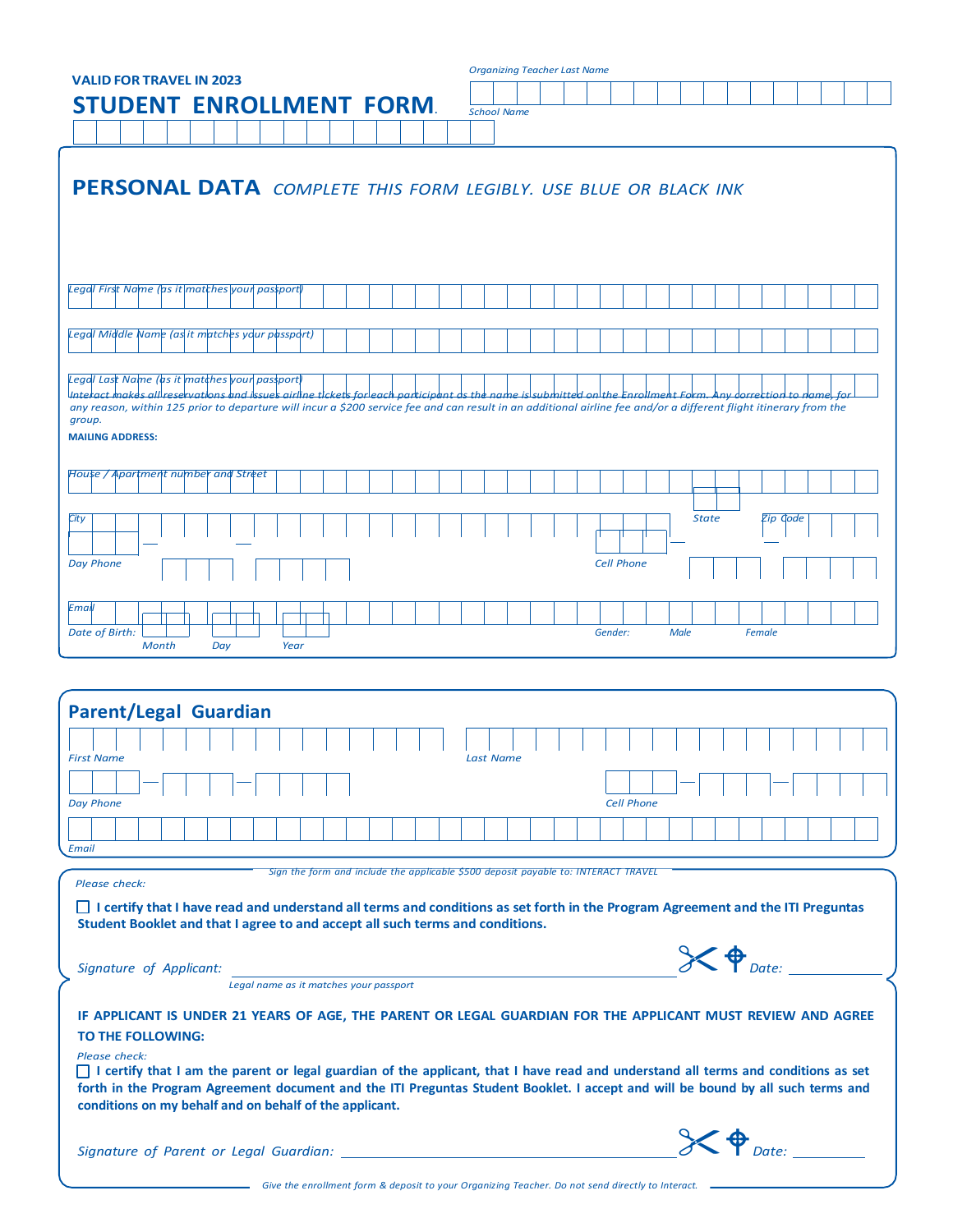VALID FOR TRAVEL IN 2023

# STUDENT ENROLLMENT FORM.

*Organizing Teacher Last Name*

*School Name*

## PERSONAL DATA *COMPLETE THIS FORM LEGIBLY. USE BLUE OR BLACK INK*

*Legal First Name (as it matches your passport)*

*Legal Middle Name (as it matches your passport)*

*Legal Last Name (as it matches your passport)*

*Interact makes all reservations and issues airline tickets for each participant as the name is submitted on the Enrollment Form. Any correction to name, for any reason, within 125 prior to departure will incur a $200 service fee and can result in an additional airline fee and/or a different flight itinerary from the group.*

**MAILING ADDRESS:**

*House / Apartment number and Street*

*City* *State* *Zip Code*

*Day Phone* — — *Cell Phone* — —

*Email*

*Date of Birth:* *Month* *Day* *Year* *Gender:* *Male* *Female*

## Parent/Legal Guardian

*First Name* *Last Name*

*Day Phone* — — *Cell Phone* — —

*Email*

*Sign the form and include the applicable $500 deposit payable to: INTERACT TRAVEL*

*Please check:*

☐ **I certify that I have read and understand all terms and conditions as set forth in the Program Agreement and the ITI Preguntas Student Booklet and that I agree to and accept all such terms and conditions.**

*Signature of Applicant:* ______________________ *Date:* __________

*Legal name as it matches your passport*

**IF APPLICANT IS UNDER 21 YEARS OF AGE, THE PARENT OR LEGAL GUARDIAN FOR THE APPLICANT MUST REVIEW AND AGREE TO THE FOLLOWING:**

*Please check:*

☐ **I certify that I am the parent or legal guardian of the applicant, that I have read and understand all terms and conditions as set forth in the Program Agreement document and the ITI Preguntas Student Booklet. I accept and will be bound by all such terms and conditions on my behalf and on behalf of the applicant.**

*Signature of Parent or Legal Guardian:* ______________________ *Date:* __________

*Give the enrollment form & deposit to your Organizing Teacher. Do not send directly to Interact.*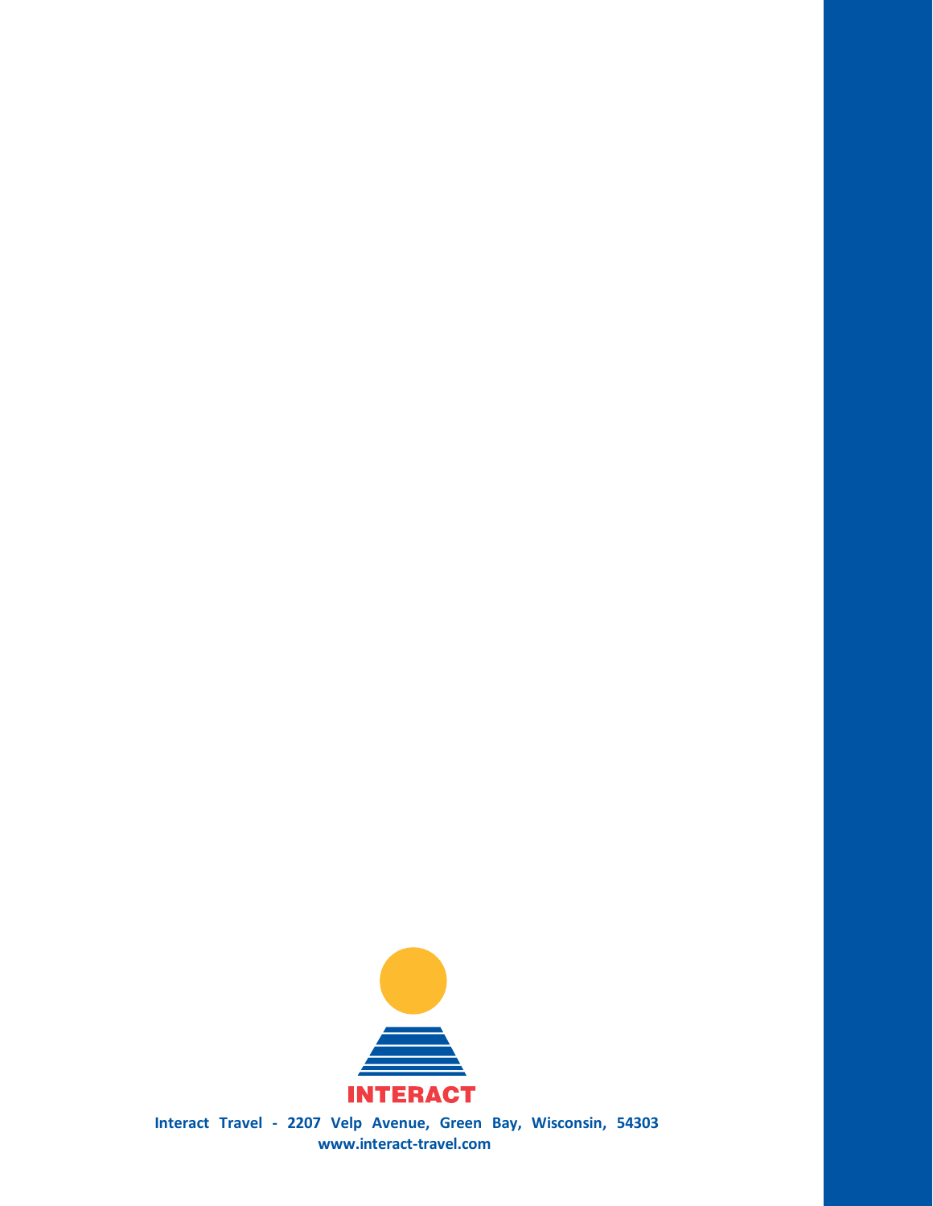INTERACT

**Interact Travel - 2207 Velp Avenue, Green Bay, Wisconsin, 54303**
**www.interact-travel.com**